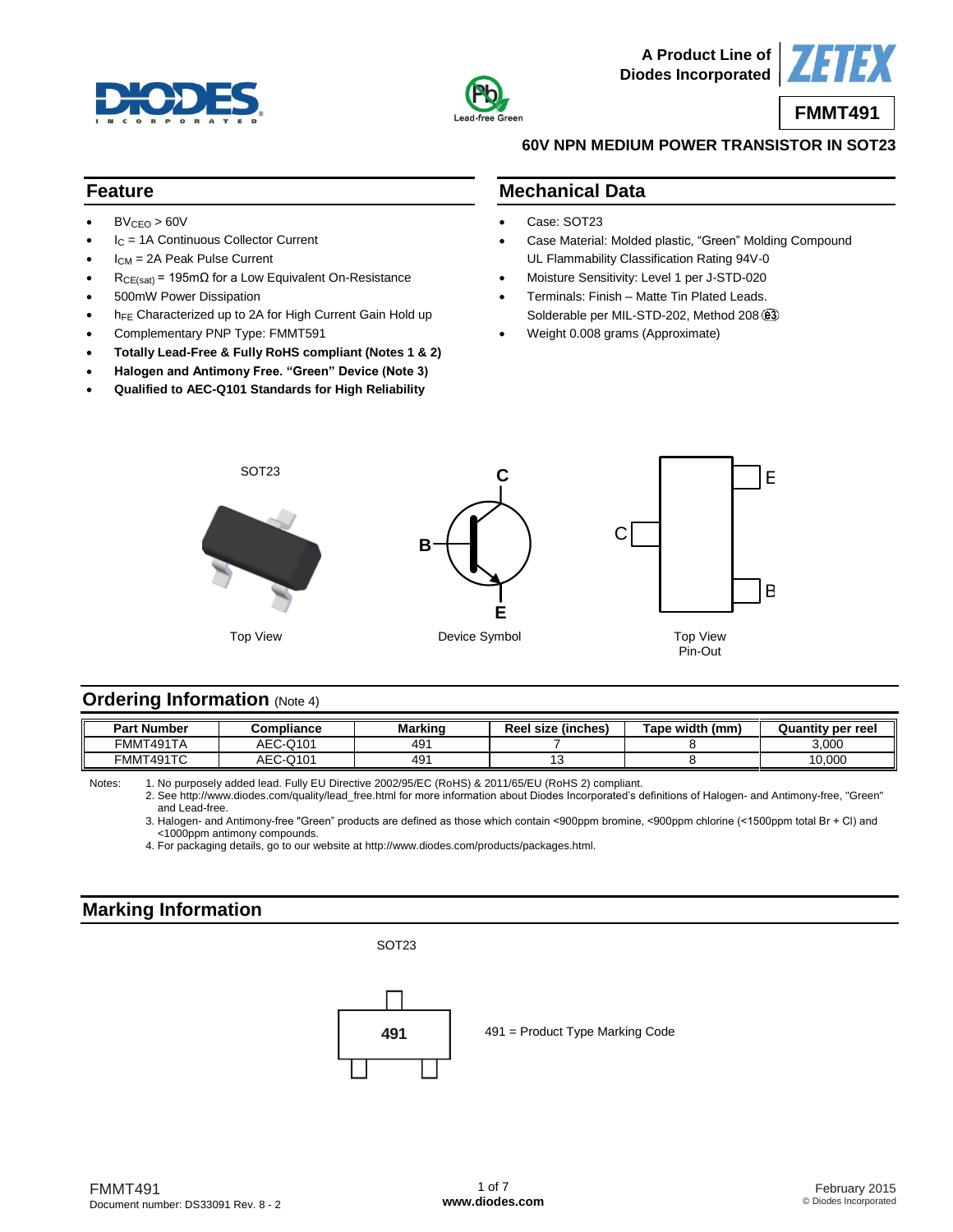A Product Line of Diodes Incorporated

# FMMT491

## 60V NPN MEDIUM POWER TRANSISTOR IN SOT23

## Feature

- $BV_{CEO}$ > 60V
- $I_C$ = 1A Continuous Collector Current
- $I_{CM}$ = 2A Peak Pulse Current
- $R_{CE(sat)}$ = 195mΩ for a Low Equivalent On-Resistance
- 500mW Power Dissipation
- $h_{FE}$ Characterized up to 2A for High Current Gain Hold up
- Complementary PNP Type: FMMT591
- **Totally Lead-Free & Fully RoHS compliant (Notes 1 & 2)**
- **Halogen and Antimony Free. "Green" Device (Note 3)**
- **Qualified to AEC-Q101 Standards for High Reliability**

## Mechanical Data

- Case: SOT23
- Case Material: Molded plastic, "Green" Molding Compound UL Flammability Classification Rating 94V-0
- Moisture Sensitivity: Level 1 per J-STD-020
- Terminals: Finish – Matte Tin Plated Leads. Solderable per MIL-STD-202, Method 208 (e3)
- Weight 0.008 grams (Approximate)

SOT23

Top View

Device Symbol

Top View
Pin-Out

## Ordering Information (Note 4)

| Part Number | Compliance | Marking | Reel size (inches) | Tape width (mm) | Quantity per reel |
|---|---|---|---|---|---|
| FMMT491TA | AEC-Q101 | 491 | 7 | 8 | 3,000 |
| FMMT491TC | AEC-Q101 | 491 | 13 | 8 | 10,000 |

Notes:
1. No purposely added lead. Fully EU Directive 2002/95/EC (RoHS) & 2011/65/EU (RoHS 2) compliant.
2. See http://www.diodes.com/quality/lead_free.html for more information about Diodes Incorporated's definitions of Halogen- and Antimony-free, "Green" and Lead-free.
3. Halogen- and Antimony-free "Green" products are defined as those which contain <900ppm bromine, <900ppm chlorine (<1500ppm total Br + Cl) and <1000ppm antimony compounds.
4. For packaging details, go to our website at http://www.diodes.com/products/packages.html.

## Marking Information

SOT23

491

491 = Product Type Marking Code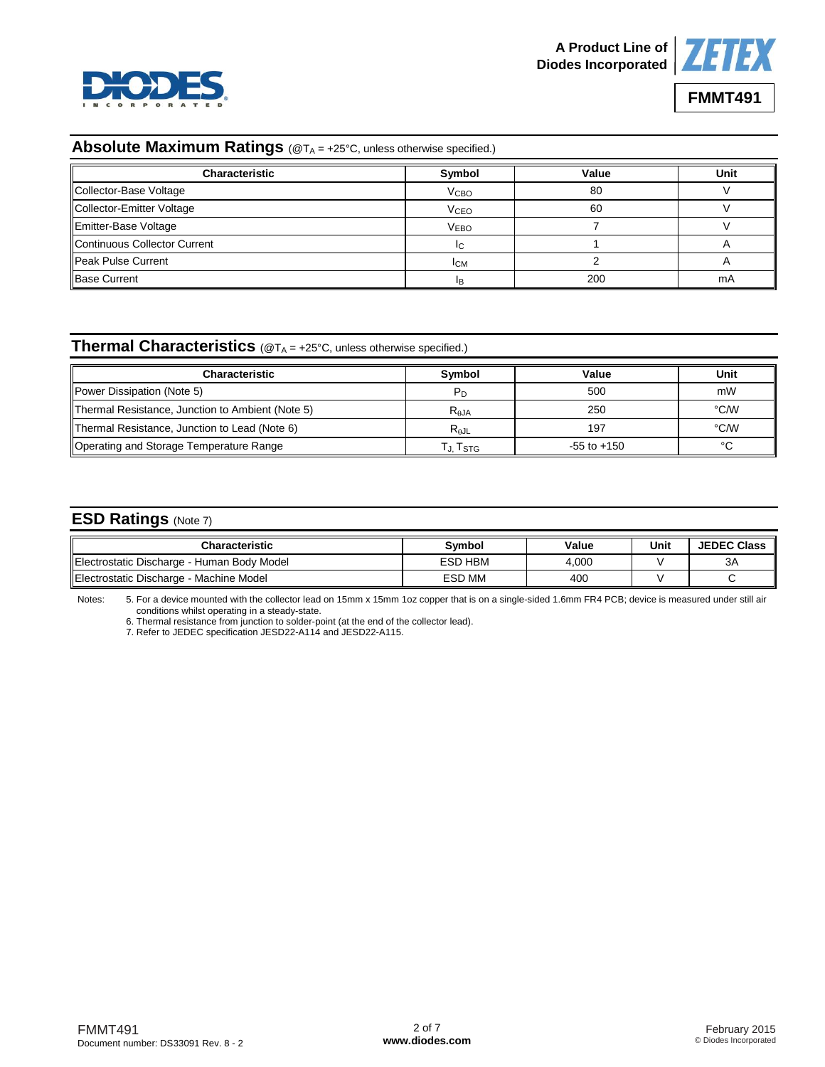## Absolute Maximum Ratings (@$T_A$ = +25°C, unless otherwise specified.)

| Characteristic | Symbol | Value | Unit |
|---|---|---|---|
| Collector-Base Voltage | $V_{CBO}$ | 80 | V |
| Collector-Emitter Voltage | $V_{CEO}$ | 60 | V |
| Emitter-Base Voltage | $V_{EBO}$ | 7 | V |
| Continuous Collector Current | $I_C$ | 1 | A |
| Peak Pulse Current | $I_{CM}$ | 2 | A |
| Base Current | $I_B$ | 200 | mA |

## Thermal Characteristics (@$T_A$ = +25°C, unless otherwise specified.)

| Characteristic | Symbol | Value | Unit |
|---|---|---|---|
| Power Dissipation (Note 5) | $P_D$ | 500 | mW |
| Thermal Resistance, Junction to Ambient (Note 5) | $R_{\theta JA}$ | 250 | °C/W |
| Thermal Resistance, Junction to Lead (Note 6) | $R_{\theta JL}$ | 197 | °C/W |
| Operating and Storage Temperature Range | $T_J$, $T_{STG}$ | -55 to +150 | °C |

## ESD Ratings (Note 7)

| Characteristic | Symbol | Value | Unit | JEDEC Class |
|---|---|---|---|---|
| Electrostatic Discharge - Human Body Model | ESD HBM | 4,000 | V | 3A |
| Electrostatic Discharge - Machine Model | ESD MM | 400 | V | C |

Notes:
5. For a device mounted with the collector lead on 15mm x 15mm 1oz copper that is on a single-sided 1.6mm FR4 PCB; device is measured under still air conditions whilst operating in a steady-state.
6. Thermal resistance from junction to solder-point (at the end of the collector lead).
7. Refer to JEDEC specification JESD22-A114 and JESD22-A115.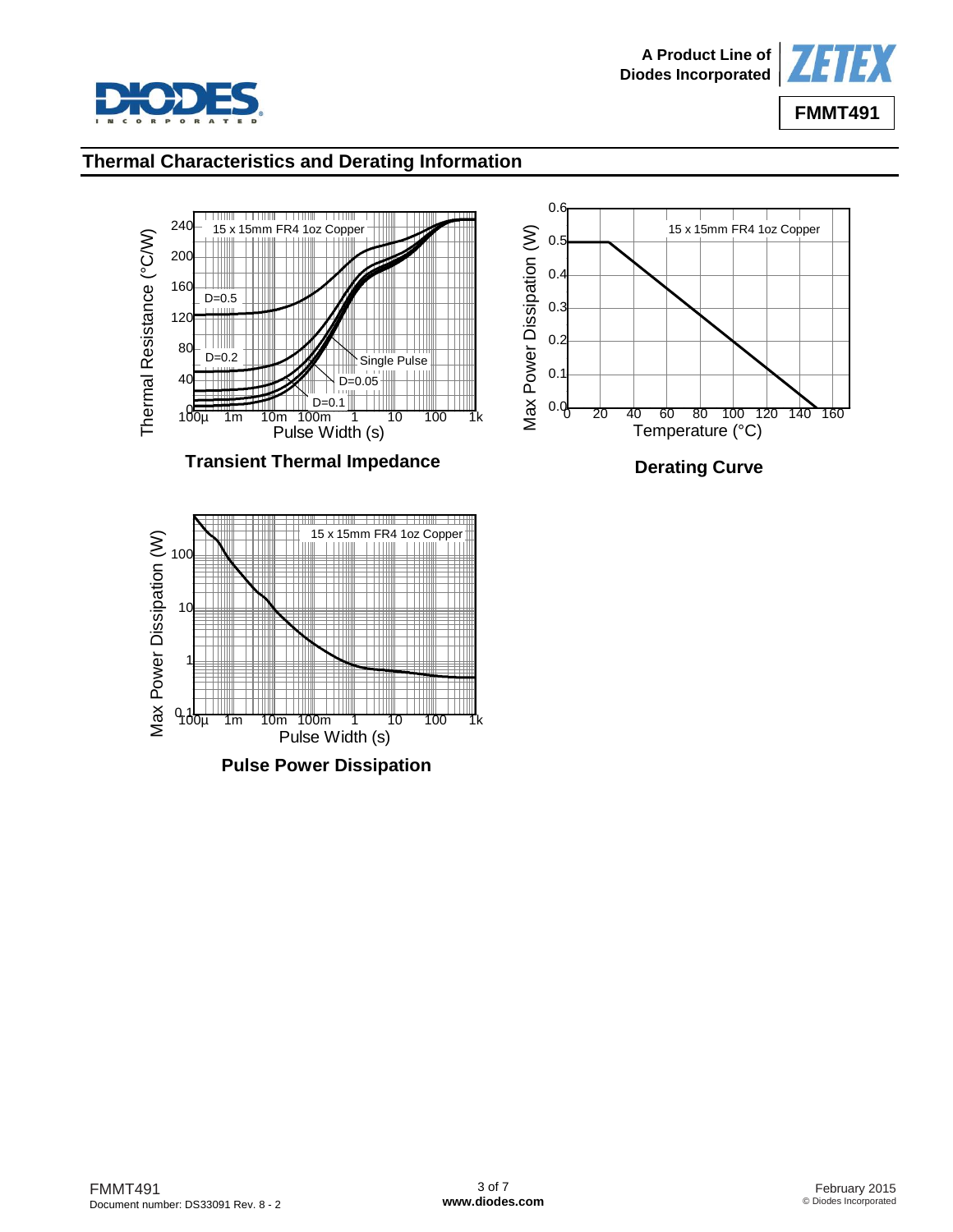## Thermal Characteristics and Derating Information

**Transient Thermal Impedance**

**Derating Curve**

**Pulse Power Dissipation**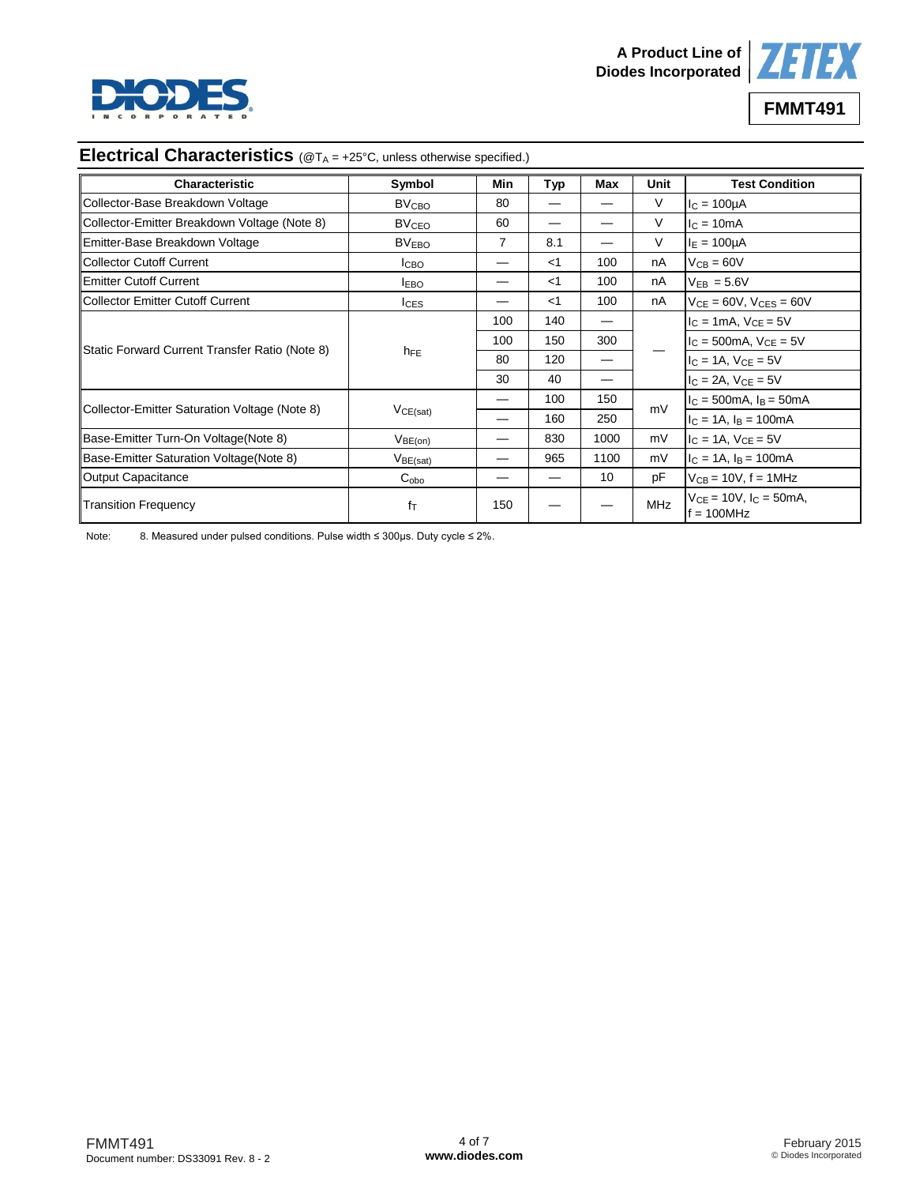## Electrical Characteristics (@$T_A$ = +25°C, unless otherwise specified.)

| Characteristic | Symbol | Min | Typ | Max | Unit | Test Condition |
|---|---|---|---|---|---|---|
| Collector-Base Breakdown Voltage | $BV_{CBO}$ | 80 | — | — | V | $I_C$ = 100µA |
| Collector-Emitter Breakdown Voltage (Note 8) | $BV_{CEO}$ | 60 | — | — | V | $I_C$ = 10mA |
| Emitter-Base Breakdown Voltage | $BV_{EBO}$ | 7 | 8.1 | — | V | $I_E$ = 100µA |
| Collector Cutoff Current | $I_{CBO}$ | — | <1 | 100 | nA | $V_{CB}$ = 60V |
| Emitter Cutoff Current | $I_{EBO}$ | — | <1 | 100 | nA | $V_{EB}$ = 5.6V |
| Collector Emitter Cutoff Current | $I_{CES}$ | — | <1 | 100 | nA | $V_{CE}$ = 60V, $V_{CES}$ = 60V |
| Static Forward Current Transfer Ratio (Note 8) | $h_{FE}$ | 100 | 140 | — | — | $I_C$ = 1mA, $V_{CE}$ = 5V |
| | | 100 | 150 | 300 | | $I_C$ = 500mA, $V_{CE}$ = 5V |
| | | 80 | 120 | — | | $I_C$ = 1A, $V_{CE}$ = 5V |
| | | 30 | 40 | — | | $I_C$ = 2A, $V_{CE}$ = 5V |
| Collector-Emitter Saturation Voltage (Note 8) | $V_{CE(sat)}$ | — | 100 | 150 | mV | $I_C$ = 500mA, $I_B$ = 50mA |
| | | — | 160 | 250 | | $I_C$ = 1A, $I_B$ = 100mA |
| Base-Emitter Turn-On Voltage(Note 8) | $V_{BE(on)}$ | — | 830 | 1000 | mV | $I_C$ = 1A, $V_{CE}$ = 5V |
| Base-Emitter Saturation Voltage(Note 8) | $V_{BE(sat)}$ | — | 965 | 1100 | mV | $I_C$ = 1A, $I_B$ = 100mA |
| Output Capacitance | $C_{obo}$ | — | — | 10 | pF | $V_{CB}$ = 10V, f = 1MHz |
| Transition Frequency | $f_T$ | 150 | — | — | MHz | $V_{CE}$ = 10V, $I_C$ = 50mA, f = 100MHz |

Note: 8. Measured under pulsed conditions. Pulse width ≤ 300µs. Duty cycle ≤ 2%.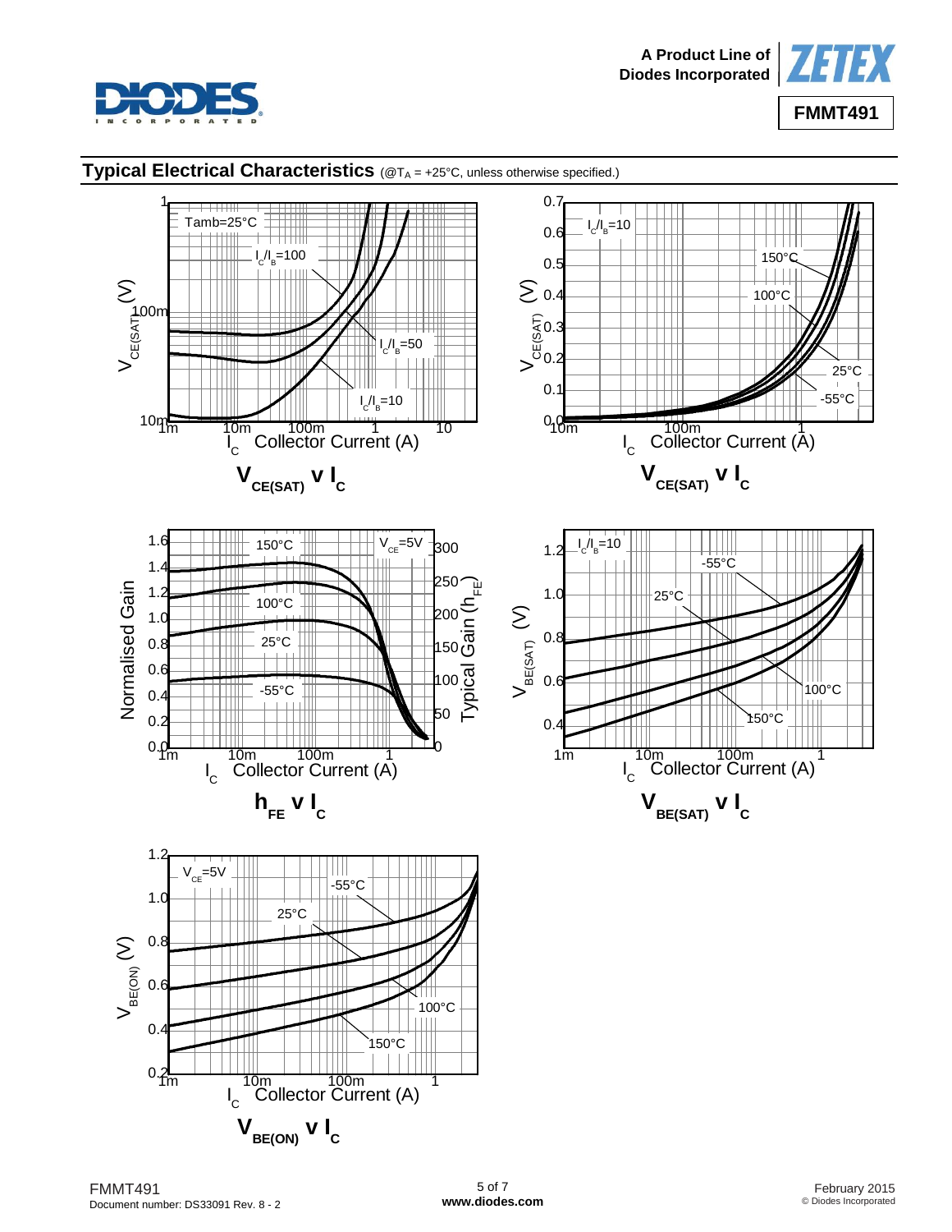## Typical Electrical Characteristics (@$T_A$ = +25°C, unless otherwise specified.)

$V_{CE(SAT)}$ v $I_C$

$V_{CE(SAT)}$ v $I_C$

$h_{FE}$ v $I_C$

$V_{BE(SAT)}$ v $I_C$

$V_{BE(ON)}$ v $I_C$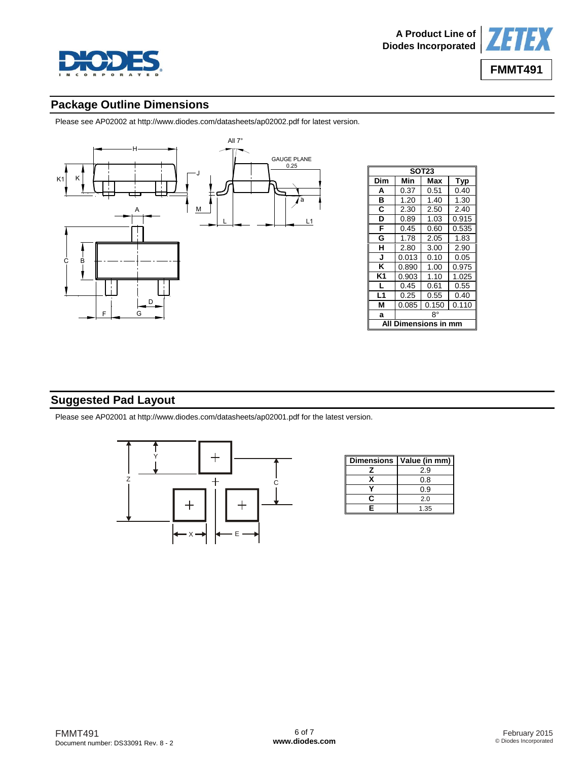## Package Outline Dimensions

Please see AP02002 at http://www.diodes.com/datasheets/ap02002.pdf for latest version.

| SOT23 | | | |
|---|---|---|---|
| **Dim** | **Min** | **Max** | **Typ** |
| **A** | 0.37 | 0.51 | 0.40 |
| **B** | 1.20 | 1.40 | 1.30 |
| **C** | 2.30 | 2.50 | 2.40 |
| **D** | 0.89 | 1.03 | 0.915 |
| **F** | 0.45 | 0.60 | 0.535 |
| **G** | 1.78 | 2.05 | 1.83 |
| **H** | 2.80 | 3.00 | 2.90 |
| **J** | 0.013 | 0.10 | 0.05 |
| **K** | 0.890 | 1.00 | 0.975 |
| **K1** | 0.903 | 1.10 | 1.025 |
| **L** | 0.45 | 0.61 | 0.55 |
| **L1** | 0.25 | 0.55 | 0.40 |
| **M** | 0.085 | 0.150 | 0.110 |
| **a** | 8° | | |
| **All Dimensions in mm** | | | |

## Suggested Pad Layout

Please see AP02001 at http://www.diodes.com/datasheets/ap02001.pdf for the latest version.

| Dimensions | Value (in mm) |
|---|---|
| **Z** | 2.9 |
| **X** | 0.8 |
| **Y** | 0.9 |
| **C** | 2.0 |
| **E** | 1.35 |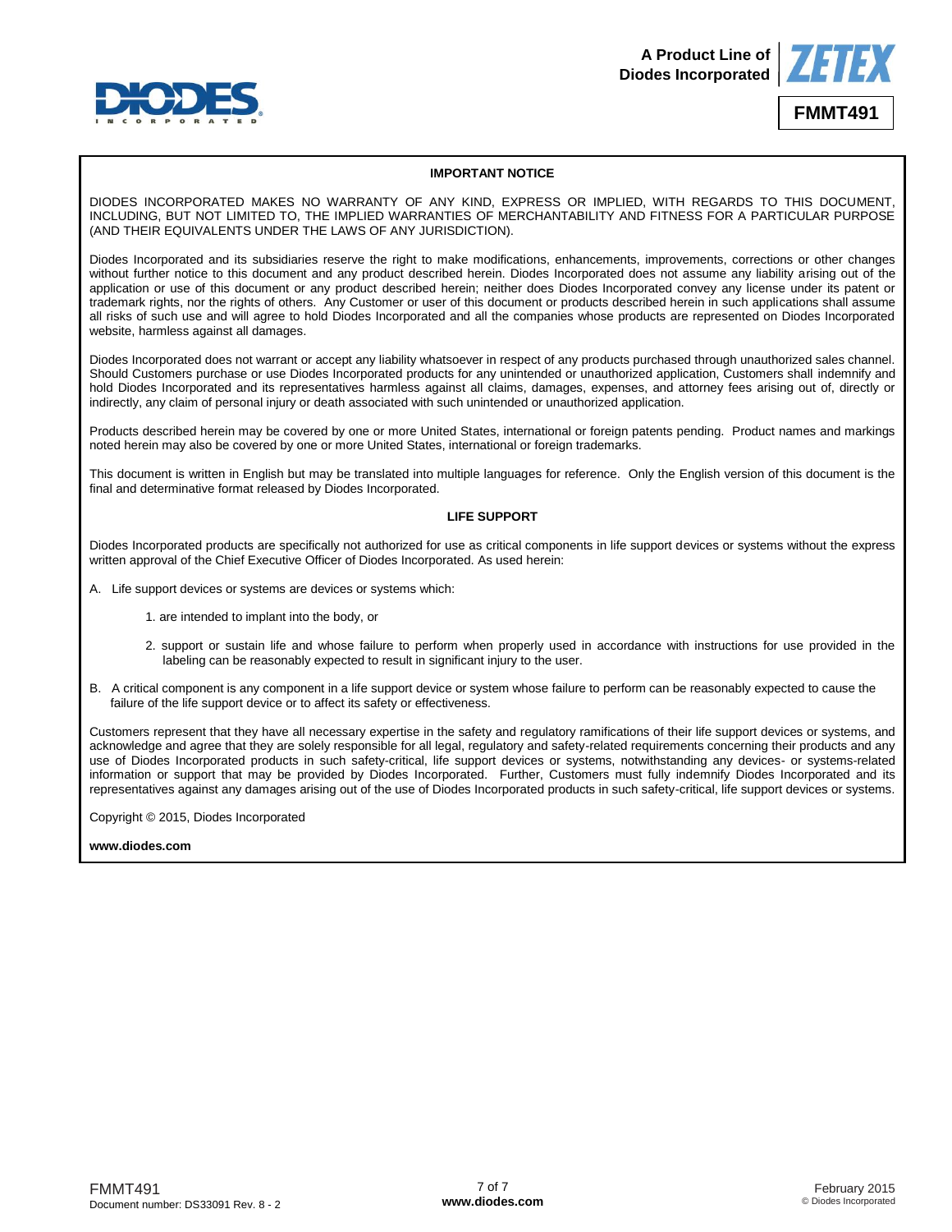## IMPORTANT NOTICE

DIODES INCORPORATED MAKES NO WARRANTY OF ANY KIND, EXPRESS OR IMPLIED, WITH REGARDS TO THIS DOCUMENT, INCLUDING, BUT NOT LIMITED TO, THE IMPLIED WARRANTIES OF MERCHANTABILITY AND FITNESS FOR A PARTICULAR PURPOSE (AND THEIR EQUIVALENTS UNDER THE LAWS OF ANY JURISDICTION).

Diodes Incorporated and its subsidiaries reserve the right to make modifications, enhancements, improvements, corrections or other changes without further notice to this document and any product described herein. Diodes Incorporated does not assume any liability arising out of the application or use of this document or any product described herein; neither does Diodes Incorporated convey any license under its patent or trademark rights, nor the rights of others. Any Customer or user of this document or products described herein in such applications shall assume all risks of such use and will agree to hold Diodes Incorporated and all the companies whose products are represented on Diodes Incorporated website, harmless against all damages.

Diodes Incorporated does not warrant or accept any liability whatsoever in respect of any products purchased through unauthorized sales channel. Should Customers purchase or use Diodes Incorporated products for any unintended or unauthorized application, Customers shall indemnify and hold Diodes Incorporated and its representatives harmless against all claims, damages, expenses, and attorney fees arising out of, directly or indirectly, any claim of personal injury or death associated with such unintended or unauthorized application.

Products described herein may be covered by one or more United States, international or foreign patents pending. Product names and markings noted herein may also be covered by one or more United States, international or foreign trademarks.

This document is written in English but may be translated into multiple languages for reference. Only the English version of this document is the final and determinative format released by Diodes Incorporated.

## LIFE SUPPORT

Diodes Incorporated products are specifically not authorized for use as critical components in life support devices or systems without the express written approval of the Chief Executive Officer of Diodes Incorporated. As used herein:

A. Life support devices or systems are devices or systems which:

1. are intended to implant into the body, or
2. support or sustain life and whose failure to perform when properly used in accordance with instructions for use provided in the labeling can be reasonably expected to result in significant injury to the user.

B. A critical component is any component in a life support device or system whose failure to perform can be reasonably expected to cause the failure of the life support device or to affect its safety or effectiveness.

Customers represent that they have all necessary expertise in the safety and regulatory ramifications of their life support devices or systems, and acknowledge and agree that they are solely responsible for all legal, regulatory and safety-related requirements concerning their products and any use of Diodes Incorporated products in such safety-critical, life support devices or systems, notwithstanding any devices- or systems-related information or support that may be provided by Diodes Incorporated. Further, Customers must fully indemnify Diodes Incorporated and its representatives against any damages arising out of the use of Diodes Incorporated products in such safety-critical, life support devices or systems.

Copyright © 2015, Diodes Incorporated

**www.diodes.com**